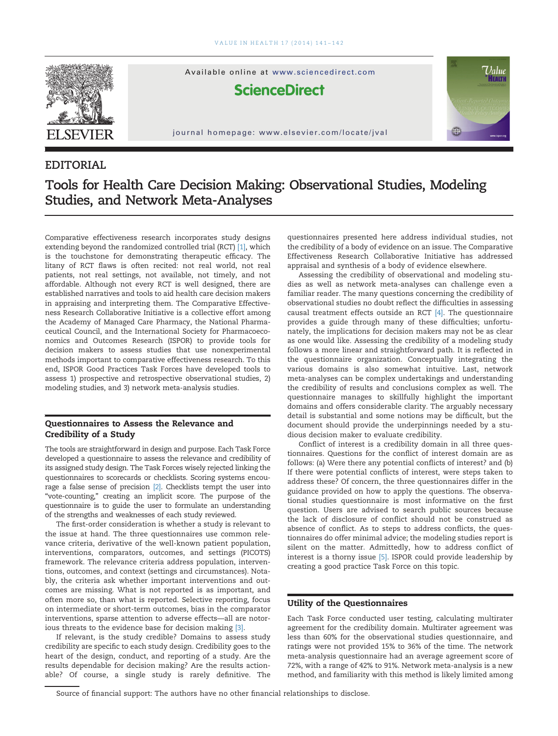EDITORIAL

# Tools for Health Care Decision Making: Observational Studies, Modeling Studies, and Network Meta-Analyses

Comparative effectiveness research incorporates study designs extending beyond the randomized controlled trial (RCT) [1], which is the touchstone for demonstrating therapeutic efficacy. The litany of RCT flaws is often recited: not real world, not real patients, not real settings, not available, not timely, and not affordable. Although not every RCT is well designed, there are established narratives and tools to aid health care decision makers in appraising and interpreting them. The Comparative Effectiveness Research Collaborative Initiative is a collective effort among the Academy of Managed Care Pharmacy, the National Pharmaceutical Council, and the International Society for Pharmacoeconomics and Outcomes Research (ISPOR) to provide tools for decision makers to assess studies that use nonexperimental methods important to comparative effectiveness research. To this end, ISPOR Good Practices Task Forces have developed tools to assess 1) prospective and retrospective observational studies, 2) modeling studies, and 3) network meta-analysis studies.

## Questionnaires to Assess the Relevance and Credibility of a Study

The tools are straightforward in design and purpose. Each Task Force developed a questionnaire to assess the relevance and credibility of its assigned study design. The Task Forces wisely rejected linking the questionnaires to scorecards or checklists. Scoring systems encourage a false sense of precision [2]. Checklists tempt the user into "vote-counting," creating an implicit score. The purpose of the questionnaire is to guide the user to formulate an understanding of the strengths and weaknesses of each study reviewed.

The first-order consideration is whether a study is relevant to the issue at hand. The three questionnaires use common relevance criteria, derivative of the well-known patient population, interventions, comparators, outcomes, and settings (PICOTS) framework. The relevance criteria address population, interventions, outcomes, and context (settings and circumstances). Notably, the criteria ask whether important interventions and outcomes are missing. What is not reported is as important, and often more so, than what is reported. Selective reporting, focus on intermediate or short-term outcomes, bias in the comparator interventions, sparse attention to adverse effects—all are notorious threats to the evidence base for decision making [3].

If relevant, is the study credible? Domains to assess study credibility are specific to each study design. Credibility goes to the heart of the design, conduct, and reporting of a study. Are the results dependable for decision making? Are the results actionable? Of course, a single study is rarely definitive. The questionnaires presented here address individual studies, not the credibility of a body of evidence on an issue. The Comparative Effectiveness Research Collaborative Initiative has addressed appraisal and synthesis of a body of evidence elsewhere.

Assessing the credibility of observational and modeling studies as well as network meta-analyses can challenge even a familiar reader. The many questions concerning the credibility of observational studies no doubt reflect the difficulties in assessing causal treatment effects outside an RCT [4]. The questionnaire provides a guide through many of these difficulties; unfortunately, the implications for decision makers may not be as clear as one would like. Assessing the credibility of a modeling study follows a more linear and straightforward path. It is reflected in the questionnaire organization. Conceptually integrating the various domains is also somewhat intuitive. Last, network meta-analyses can be complex undertakings and understanding the credibility of results and conclusions complex as well. The questionnaire manages to skillfully highlight the important domains and offers considerable clarity. The arguably necessary detail is substantial and some notions may be difficult, but the document should provide the underpinnings needed by a studious decision maker to evaluate credibility.

Conflict of interest is a credibility domain in all three questionnaires. Questions for the conflict of interest domain are as follows: (a) Were there any potential conflicts of interest? and (b) If there were potential conflicts of interest, were steps taken to address these? Of concern, the three questionnaires differ in the guidance provided on how to apply the questions. The observational studies questionnaire is most informative on the first question. Users are advised to search public sources because the lack of disclosure of conflict should not be construed as absence of conflict. As to steps to address conflicts, the questionnaires do offer minimal advice; the modeling studies report is silent on the matter. Admittedly, how to address conflict of interest is a thorny issue [5]. ISPOR could provide leadership by creating a good practice Task Force on this topic.

## Utility of the Questionnaires

Each Task Force conducted user testing, calculating multirater agreement for the credibility domain. Multirater agreement was less than 60% for the observational studies questionnaire, and ratings were not provided 15% to 36% of the time. The network meta-analysis questionnaire had an average agreement score of 72%, with a range of 42% to 91%. Network meta-analysis is a new method, and familiarity with this method is likely limited among

Source of financial support: The authors have no other financial relationships to disclose.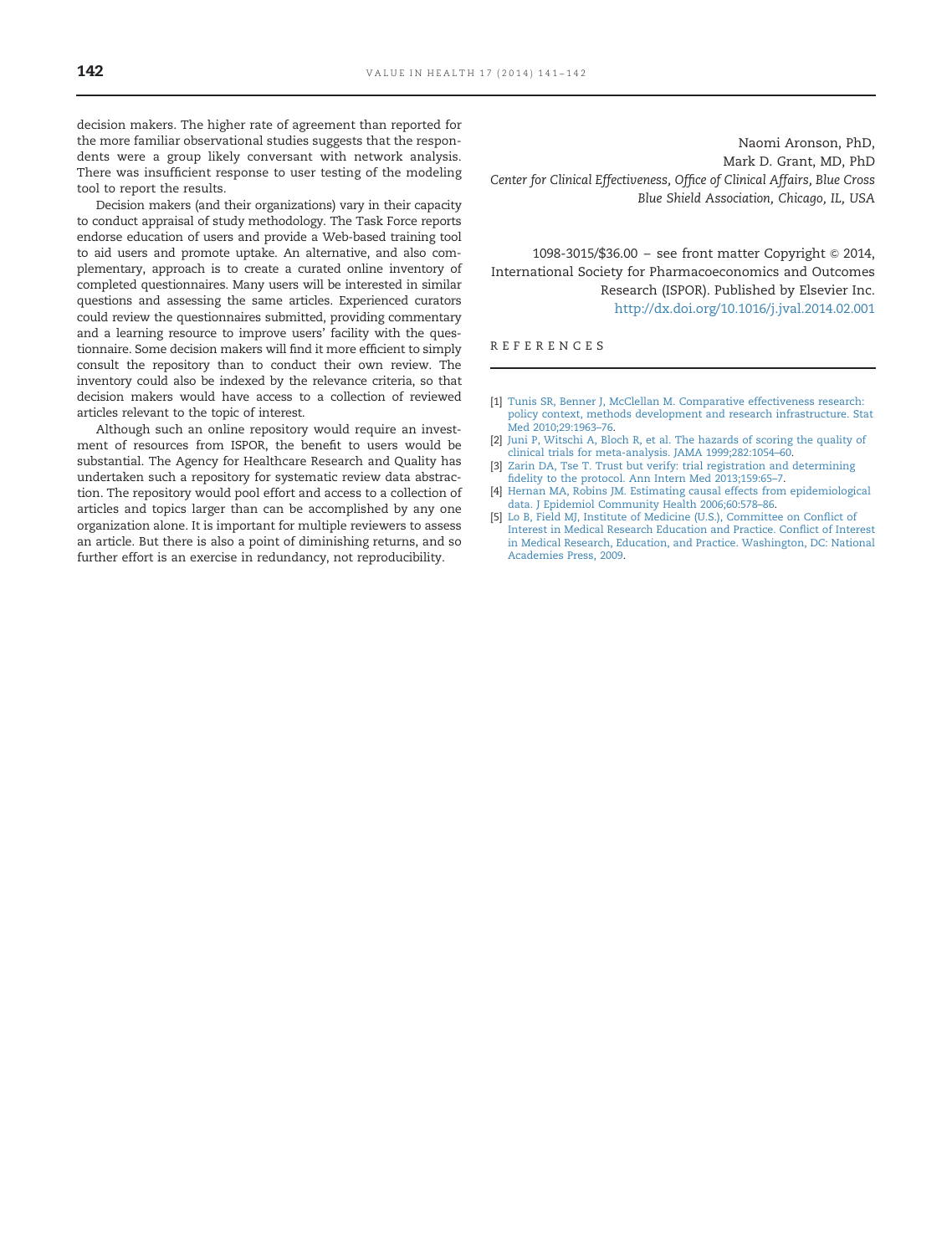decision makers. The higher rate of agreement than reported for the more familiar observational studies suggests that the respondents were a group likely conversant with network analysis. There was insufficient response to user testing of the modeling tool to report the results.

Decision makers (and their organizations) vary in their capacity to conduct appraisal of study methodology. The Task Force reports endorse education of users and provide a Web-based training tool to aid users and promote uptake. An alternative, and also complementary, approach is to create a curated online inventory of completed questionnaires. Many users will be interested in similar questions and assessing the same articles. Experienced curators could review the questionnaires submitted, providing commentary and a learning resource to improve users' facility with the questionnaire. Some decision makers will find it more efficient to simply consult the repository than to conduct their own review. The inventory could also be indexed by the relevance criteria, so that decision makers would have access to a collection of reviewed articles relevant to the topic of interest.

Although such an online repository would require an investment of resources from ISPOR, the benefit to users would be substantial. The Agency for Healthcare Research and Quality has undertaken such a repository for systematic review data abstraction. The repository would pool effort and access to a collection of articles and topics larger than can be accomplished by any one organization alone. It is important for multiple reviewers to assess an article. But there is also a point of diminishing returns, and so further effort is an exercise in redundancy, not reproducibility.

Naomi Aronson, PhD,
Mark D. Grant, MD, PhD
*Center for Clinical Effectiveness, Office of Clinical Affairs, Blue Cross Blue Shield Association, Chicago, IL, USA*

1098-3015/$36.00 – see front matter Copyright © 2014, International Society for Pharmacoeconomics and Outcomes Research (ISPOR). Published by Elsevier Inc.
http://dx.doi.org/10.1016/j.jval.2014.02.001

## REFERENCES

[1] Tunis SR, Benner J, McClellan M. Comparative effectiveness research: policy context, methods development and research infrastructure. Stat Med 2010;29:1963–76.

[2] Juni P, Witschi A, Bloch R, et al. The hazards of scoring the quality of clinical trials for meta-analysis. JAMA 1999;282:1054–60.

[3] Zarin DA, Tse T. Trust but verify: trial registration and determining fidelity to the protocol. Ann Intern Med 2013;159:65–7.

[4] Hernan MA, Robins JM. Estimating causal effects from epidemiological data. J Epidemiol Community Health 2006;60:578–86.

[5] Lo B, Field MJ, Institute of Medicine (U.S.), Committee on Conflict of Interest in Medical Research Education and Practice. Conflict of Interest in Medical Research, Education, and Practice. Washington, DC: National Academies Press, 2009.